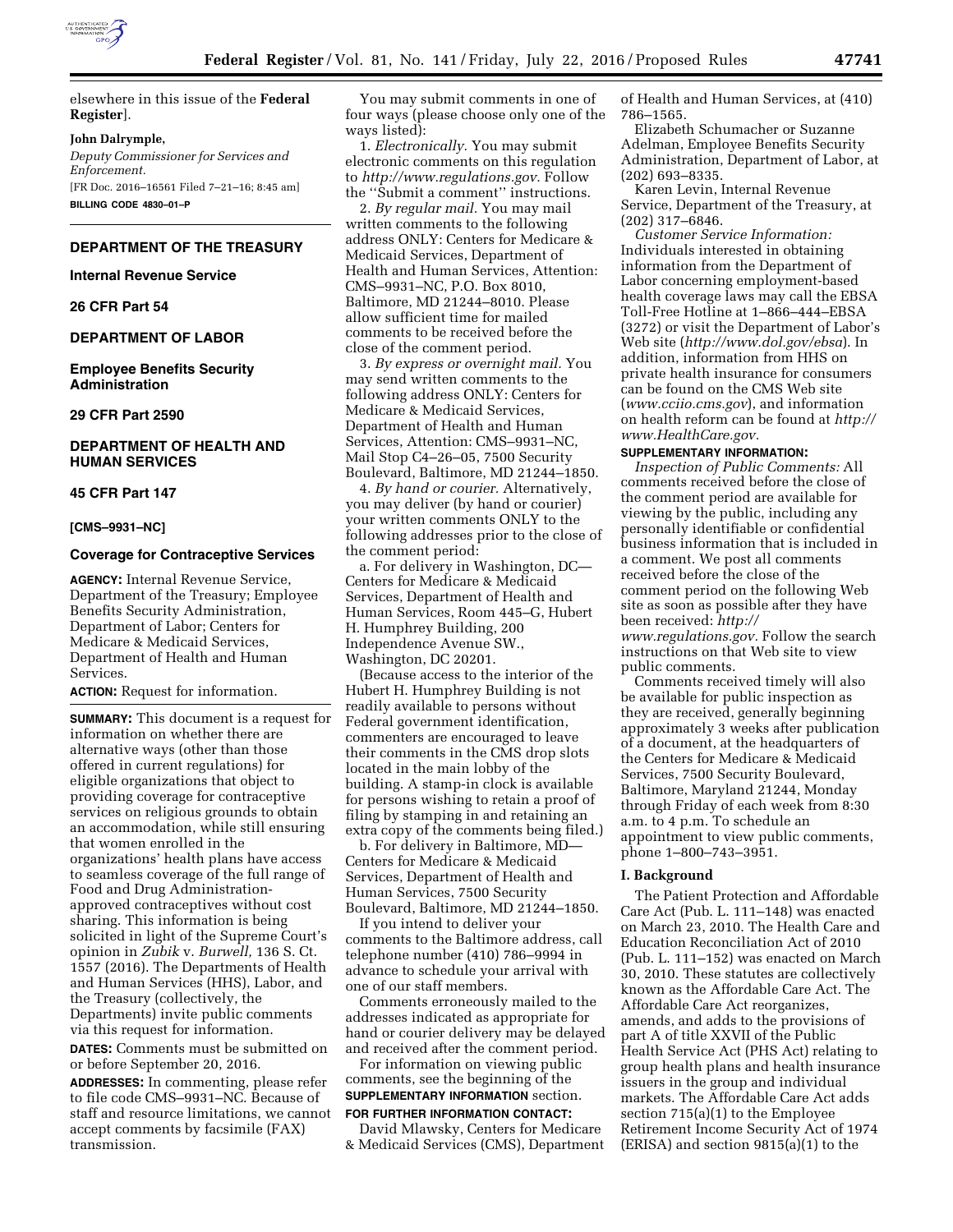elsewhere in this issue of the **Federal Register**].

**John Dalrymple,**

*Deputy Commissioner for Services and Enforcement.*

[FR Doc. 2016–16561 Filed 7–21–16; 8:45 am]

**BILLING CODE 4830–01–P**

## DEPARTMENT OF THE TREASURY

### Internal Revenue Service

### 26 CFR Part 54

## DEPARTMENT OF LABOR

### Employee Benefits Security Administration

### 29 CFR Part 2590

## DEPARTMENT OF HEALTH AND HUMAN SERVICES

### 45 CFR Part 147

**[CMS–9931–NC]**

### Coverage for Contraceptive Services

**AGENCY:** Internal Revenue Service, Department of the Treasury; Employee Benefits Security Administration, Department of Labor; Centers for Medicare & Medicaid Services, Department of Health and Human Services.

**ACTION:** Request for information.

**SUMMARY:** This document is a request for information on whether there are alternative ways (other than those offered in current regulations) for eligible organizations that object to providing coverage for contraceptive services on religious grounds to obtain an accommodation, while still ensuring that women enrolled in the organizations' health plans have access to seamless coverage of the full range of Food and Drug Administration-approved contraceptives without cost sharing. This information is being solicited in light of the Supreme Court's opinion in *Zubik* v. *Burwell,* 136 S. Ct. 1557 (2016). The Departments of Health and Human Services (HHS), Labor, and the Treasury (collectively, the Departments) invite public comments via this request for information.

**DATES:** Comments must be submitted on or before September 20, 2016.

**ADDRESSES:** In commenting, please refer to file code CMS–9931–NC. Because of staff and resource limitations, we cannot accept comments by facsimile (FAX) transmission.

You may submit comments in one of four ways (please choose only one of the ways listed):

1. *Electronically.* You may submit electronic comments on this regulation to *http://www.regulations.gov.* Follow the ''Submit a comment'' instructions.

2. *By regular mail.* You may mail written comments to the following address ONLY: Centers for Medicare & Medicaid Services, Department of Health and Human Services, Attention: CMS–9931–NC, P.O. Box 8010, Baltimore, MD 21244–8010. Please allow sufficient time for mailed comments to be received before the close of the comment period.

3. *By express or overnight mail.* You may send written comments to the following address ONLY: Centers for Medicare & Medicaid Services, Department of Health and Human Services, Attention: CMS–9931–NC, Mail Stop C4–26–05, 7500 Security Boulevard, Baltimore, MD 21244–1850.

4. *By hand or courier.* Alternatively, you may deliver (by hand or courier) your written comments ONLY to the following addresses prior to the close of the comment period:

a. For delivery in Washington, DC—Centers for Medicare & Medicaid Services, Department of Health and Human Services, Room 445–G, Hubert H. Humphrey Building, 200 Independence Avenue SW., Washington, DC 20201.

(Because access to the interior of the Hubert H. Humphrey Building is not readily available to persons without Federal government identification, commenters are encouraged to leave their comments in the CMS drop slots located in the main lobby of the building. A stamp-in clock is available for persons wishing to retain a proof of filing by stamping in and retaining an extra copy of the comments being filed.)

b. For delivery in Baltimore, MD—Centers for Medicare & Medicaid Services, Department of Health and Human Services, 7500 Security Boulevard, Baltimore, MD 21244–1850.

If you intend to deliver your comments to the Baltimore address, call telephone number (410) 786–9994 in advance to schedule your arrival with one of our staff members.

Comments erroneously mailed to the addresses indicated as appropriate for hand or courier delivery may be delayed and received after the comment period.

For information on viewing public comments, see the beginning of the **SUPPLEMENTARY INFORMATION** section.

**FOR FURTHER INFORMATION CONTACT:**

David Mlawsky, Centers for Medicare & Medicaid Services (CMS), Department of Health and Human Services, at (410) 786–1565.

Elizabeth Schumacher or Suzanne Adelman, Employee Benefits Security Administration, Department of Labor, at (202) 693–8335.

Karen Levin, Internal Revenue Service, Department of the Treasury, at (202) 317–6846.

*Customer Service Information:* Individuals interested in obtaining information from the Department of Labor concerning employment-based health coverage laws may call the EBSA Toll-Free Hotline at 1–866–444–EBSA (3272) or visit the Department of Labor's Web site (*http://www.dol.gov/ebsa*). In addition, information from HHS on private health insurance for consumers can be found on the CMS Web site (*www.cciio.cms.gov*), and information on health reform can be found at *http://www.HealthCare.gov.*

**SUPPLEMENTARY INFORMATION:**

*Inspection of Public Comments:* All comments received before the close of the comment period are available for viewing by the public, including any personally identifiable or confidential business information that is included in a comment. We post all comments received before the close of the comment period on the following Web site as soon as possible after they have been received: *http://www.regulations.gov.* Follow the search instructions on that Web site to view public comments.

Comments received timely will also be available for public inspection as they are received, generally beginning approximately 3 weeks after publication of a document, at the headquarters of the Centers for Medicare & Medicaid Services, 7500 Security Boulevard, Baltimore, Maryland 21244, Monday through Friday of each week from 8:30 a.m. to 4 p.m. To schedule an appointment to view public comments, phone 1–800–743–3951.

## I. Background

The Patient Protection and Affordable Care Act (Pub. L. 111–148) was enacted on March 23, 2010. The Health Care and Education Reconciliation Act of 2010 (Pub. L. 111–152) was enacted on March 30, 2010. These statutes are collectively known as the Affordable Care Act. The Affordable Care Act reorganizes, amends, and adds to the provisions of part A of title XXVII of the Public Health Service Act (PHS Act) relating to group health plans and health insurance issuers in the group and individual markets. The Affordable Care Act adds section 715(a)(1) to the Employee Retirement Income Security Act of 1974 (ERISA) and section 9815(a)(1) to the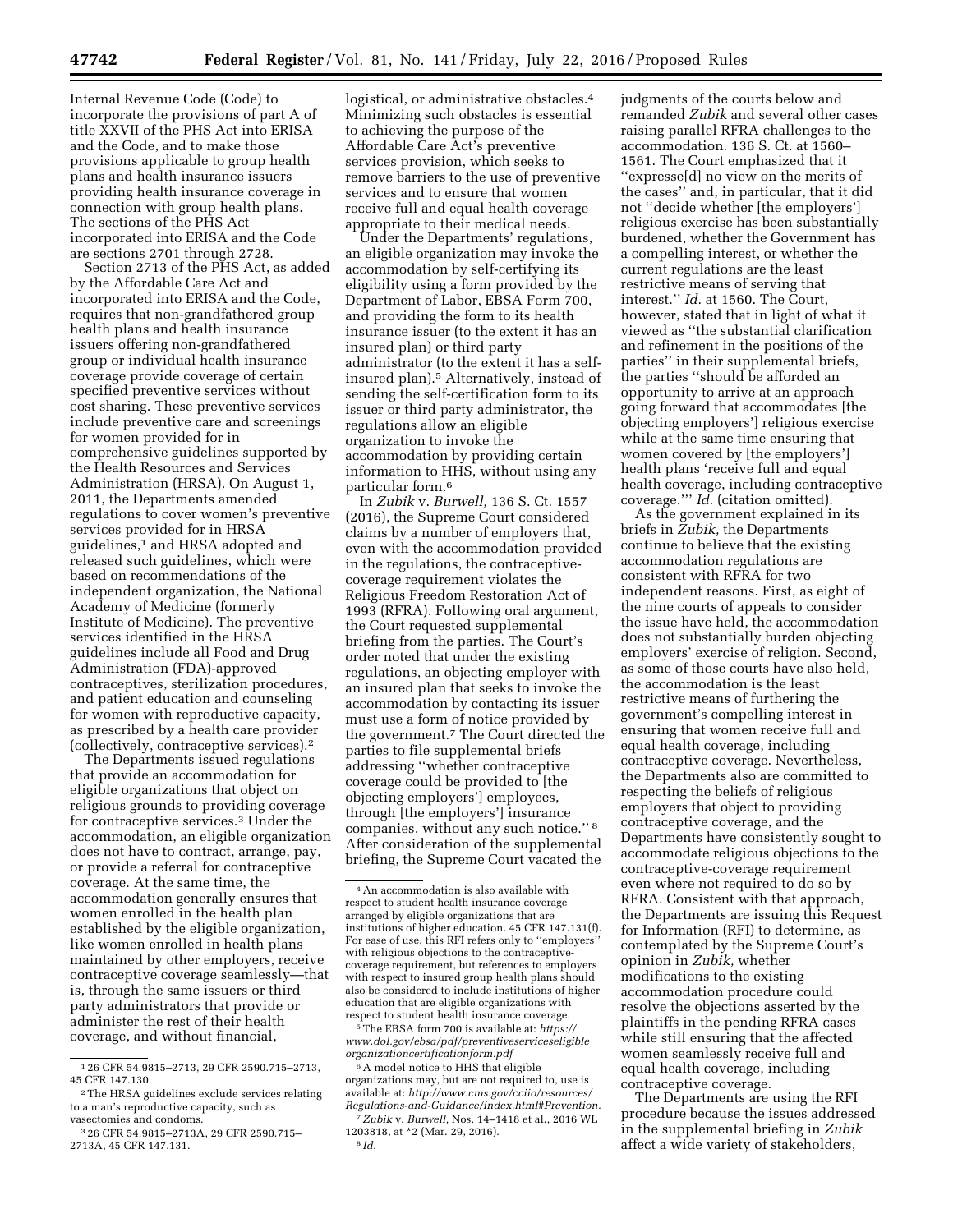Internal Revenue Code (Code) to incorporate the provisions of part A of title XXVII of the PHS Act into ERISA and the Code, and to make those provisions applicable to group health plans and health insurance issuers providing health insurance coverage in connection with group health plans. The sections of the PHS Act incorporated into ERISA and the Code are sections 2701 through 2728.

Section 2713 of the PHS Act, as added by the Affordable Care Act and incorporated into ERISA and the Code, requires that non-grandfathered group health plans and health insurance issuers offering non-grandfathered group or individual health insurance coverage provide coverage of certain specified preventive services without cost sharing. These preventive services include preventive care and screenings for women provided for in comprehensive guidelines supported by the Health Resources and Services Administration (HRSA). On August 1, 2011, the Departments amended regulations to cover women's preventive services provided for in HRSA guidelines,[1] and HRSA adopted and released such guidelines, which were based on recommendations of the independent organization, the National Academy of Medicine (formerly Institute of Medicine). The preventive services identified in the HRSA guidelines include all Food and Drug Administration (FDA)-approved contraceptives, sterilization procedures, and patient education and counseling for women with reproductive capacity, as prescribed by a health care provider (collectively, contraceptive services).[2]

The Departments issued regulations that provide an accommodation for eligible organizations that object on religious grounds to providing coverage for contraceptive services.[3] Under the accommodation, an eligible organization does not have to contract, arrange, pay, or provide a referral for contraceptive coverage. At the same time, the accommodation generally ensures that women enrolled in the health plan established by the eligible organization, like women enrolled in health plans maintained by other employers, receive contraceptive coverage seamlessly—that is, through the same issuers or third party administrators that provide or administer the rest of their health coverage, and without financial, logistical, or administrative obstacles.[4] Minimizing such obstacles is essential to achieving the purpose of the Affordable Care Act's preventive services provision, which seeks to remove barriers to the use of preventive services and to ensure that women receive full and equal health coverage appropriate to their medical needs.

Under the Departments' regulations, an eligible organization may invoke the accommodation by self-certifying its eligibility using a form provided by the Department of Labor, EBSA Form 700, and providing the form to its health insurance issuer (to the extent it has an insured plan) or third party administrator (to the extent it has a self-insured plan).[5] Alternatively, instead of sending the self-certification form to its issuer or third party administrator, the regulations allow an eligible organization to invoke the accommodation by providing certain information to HHS, without using any particular form.[6]

In *Zubik* v. *Burwell,* 136 S. Ct. 1557 (2016), the Supreme Court considered claims by a number of employers that, even with the accommodation provided in the regulations, the contraceptive-coverage requirement violates the Religious Freedom Restoration Act of 1993 (RFRA). Following oral argument, the Court requested supplemental briefing from the parties. The Court's order noted that under the existing regulations, an objecting employer with an insured plan that seeks to invoke the accommodation by contacting its issuer must use a form of notice provided by the government.[7] The Court directed the parties to file supplemental briefs addressing "whether contraceptive coverage could be provided to [the objecting employers'] employees, through [the employers'] insurance companies, without any such notice." [8] After consideration of the supplemental briefing, the Supreme Court vacated the judgments of the courts below and remanded *Zubik* and several other cases raising parallel RFRA challenges to the accommodation. 136 S. Ct. at 1560–1561. The Court emphasized that it "express[d] no view on the merits of the cases" and, in particular, that it did not "decide whether [the employers'] religious exercise has been substantially burdened, whether the Government has a compelling interest, or whether the current regulations are the least restrictive means of serving that interest." *Id.* at 1560. The Court, however, stated that in light of what it viewed as "the substantial clarification and refinement in the positions of the parties" in their supplemental briefs, the parties "should be afforded an opportunity to arrive at an approach going forward that accommodates [the objecting employers'] religious exercise while at the same time ensuring that women covered by [the employers'] health plans 'receive full and equal health coverage, including contraceptive coverage.'" *Id.* (citation omitted).

As the government explained in its briefs in *Zubik,* the Departments continue to believe that the existing accommodation regulations are consistent with RFRA for two independent reasons. First, as eight of the nine courts of appeals to consider the issue have held, the accommodation does not substantially burden objecting employers' exercise of religion. Second, as some of those courts have also held, the accommodation is the least restrictive means of furthering the government's compelling interest in ensuring that women receive full and equal health coverage, including contraceptive coverage. Nevertheless, the Departments also are committed to respecting the beliefs of religious employers that object to providing contraceptive coverage, and the Departments have consistently sought to accommodate religious objections to the contraceptive-coverage requirement even where not required to do so by RFRA. Consistent with that approach, the Departments are issuing this Request for Information (RFI) to determine, as contemplated by the Supreme Court's opinion in *Zubik,* whether modifications to the existing accommodation procedure could resolve the objections asserted by the plaintiffs in the pending RFRA cases while still ensuring that the affected women seamlessly receive full and equal health coverage, including contraceptive coverage.

The Departments are using the RFI procedure because the issues addressed in the supplemental briefing in *Zubik* affect a wide variety of stakeholders,

---

[1] 26 CFR 54.9815–2713, 29 CFR 2590.715–2713, 45 CFR 147.130.

[2] The HRSA guidelines exclude services relating to a man's reproductive capacity, such as vasectomies and condoms.

[3] 26 CFR 54.9815–2713A, 29 CFR 2590.715–2713A, 45 CFR 147.131.

[4] An accommodation is also available with respect to student health insurance coverage arranged by eligible organizations that are institutions of higher education. 45 CFR 147.131(f). For ease of use, this RFI refers only to "employers" with religious objections to the contraceptive-coverage requirement, but references to employers with respect to insured group health plans should also be considered to include institutions of higher education that are eligible organizations with respect to student health insurance coverage.

[5] The EBSA form 700 is available at: *https://www.dol.gov/ebsa/pdf/preventiveserviceseligibleorganizationcertificationform.pdf*

[6] A model notice to HHS that eligible organizations may, but are not required to, use is available at: *http://www.cms.gov/cciio/resources/Regulations-and-Guidance/index.html#Prevention.*

[7] *Zubik* v. *Burwell,* Nos. 14–1418 et al., 2016 WL 1203818, at *2 (Mar. 29, 2016).

[8] *Id.*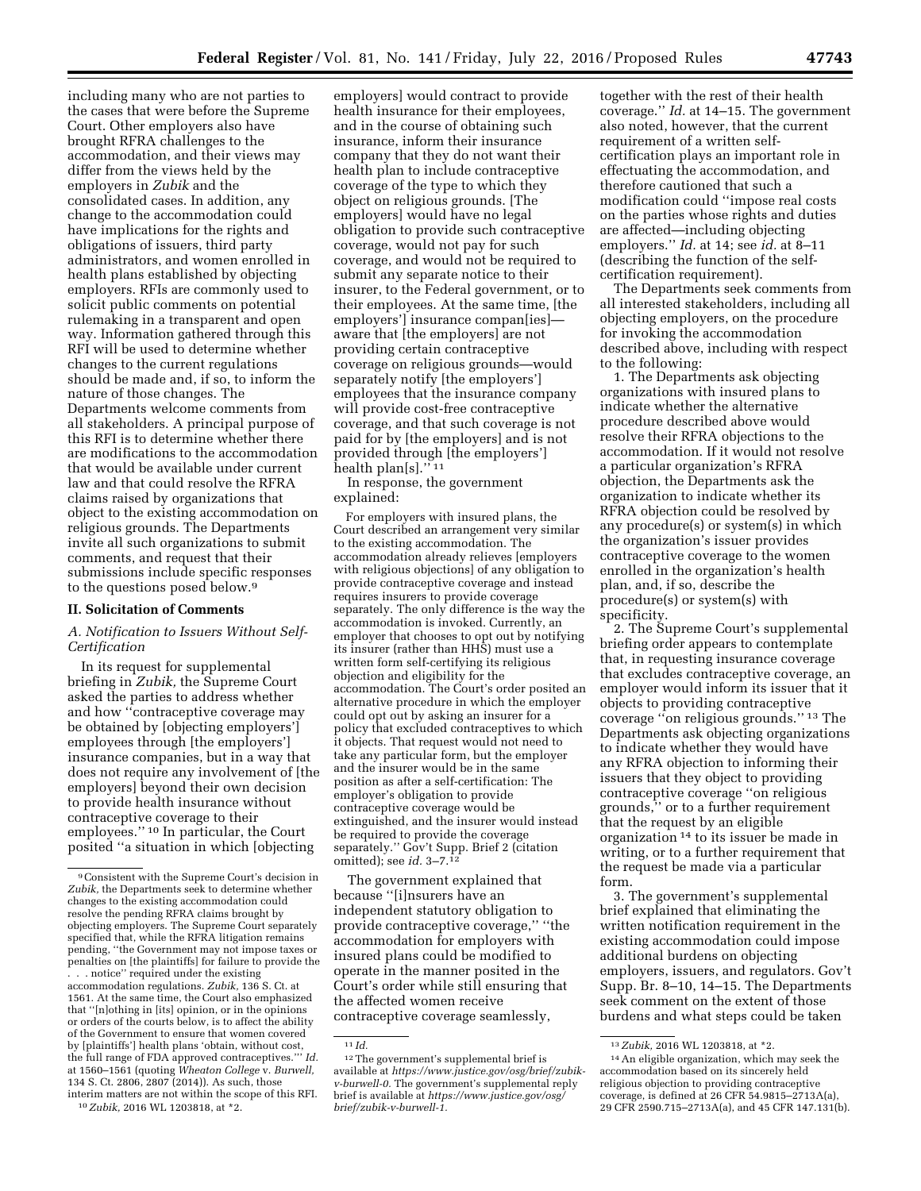including many who are not parties to the cases that were before the Supreme Court. Other employers also have brought RFRA challenges to the accommodation, and their views may differ from the views held by the employers in *Zubik* and the consolidated cases. In addition, any change to the accommodation could have implications for the rights and obligations of issuers, third party administrators, and women enrolled in health plans established by objecting employers. RFIs are commonly used to solicit public comments on potential rulemaking in a transparent and open way. Information gathered through this RFI will be used to determine whether changes to the current regulations should be made and, if so, to inform the nature of those changes. The Departments welcome comments from all stakeholders. A principal purpose of this RFI is to determine whether there are modifications to the accommodation that would be available under current law and that could resolve the RFRA claims raised by organizations that object to the existing accommodation on religious grounds. The Departments invite all such organizations to submit comments, and request that their submissions include specific responses to the questions posed below.[9]

## II. Solicitation of Comments

### A. Notification to Issuers Without Self-Certification

In its request for supplemental briefing in *Zubik,* the Supreme Court asked the parties to address whether and how ''contraceptive coverage may be obtained by [objecting employers'] employees through [the employers'] insurance companies, but in a way that does not require any involvement of [the employers] beyond their own decision to provide health insurance without contraceptive coverage to their employees.'' [10] In particular, the Court posited ''a situation in which [objecting employers] would contract to provide health insurance for their employees, and in the course of obtaining such insurance, inform their insurance company that they do not want their health plan to include contraceptive coverage of the type to which they object on religious grounds. [The employers] would have no legal obligation to provide such contraceptive coverage, would not pay for such coverage, and would not be required to submit any separate notice to their insurer, to the Federal government, or to their employees. At the same time, [the employers'] insurance compan[ies]—aware that [the employers] are not providing certain contraceptive coverage on religious grounds—would separately notify [the employers'] employees that the insurance company will provide cost-free contraceptive coverage, and that such coverage is not paid for by [the employers] and is not provided through [the employers'] health plan[s].'' [11]

In response, the government explained:

> For employers with insured plans, the Court described an arrangement very similar to the existing accommodation. The accommodation already relieves [employers with religious objections] of any obligation to provide contraceptive coverage and instead requires insurers to provide coverage separately. The only difference is the way the accommodation is invoked. Currently, an employer that chooses to opt out by notifying its insurer (rather than HHS) must use a written form self-certifying its religious objection and eligibility for the accommodation. The Court's order posited an alternative procedure in which the employer could opt out by asking an insurer for a policy that excluded contraceptives to which it objects. That request would not need to take any particular form, but the employer and the insurer would be in the same position as after a self-certification: The employer's obligation to provide contraceptive coverage would be extinguished, and the insurer would instead be required to provide the coverage separately.'' Gov't Supp. Brief 2 (citation omitted); see *id.* 3–7.[12]

The government explained that because ''[i]nsurers have an independent statutory obligation to provide contraceptive coverage,'' ''the accommodation for employers with insured plans could be modified to operate in the manner posited in the Court's order while still ensuring that the affected women receive contraceptive coverage seamlessly, together with the rest of their health coverage.'' *Id.* at 14–15. The government also noted, however, that the current requirement of a written self-certification plays an important role in effectuating the accommodation, and therefore cautioned that such a modification could ''impose real costs on the parties whose rights and duties are affected—including objecting employers.'' *Id.* at 14; see *id.* at 8–11 (describing the function of the self-certification requirement).

The Departments seek comments from all interested stakeholders, including all objecting employers, on the procedure for invoking the accommodation described above, including with respect to the following:

1. The Departments ask objecting organizations with insured plans to indicate whether the alternative procedure described above would resolve their RFRA objections to the accommodation. If it would not resolve a particular organization's RFRA objection, the Departments ask the organization to indicate whether its RFRA objection could be resolved by any procedure(s) or system(s) in which the organization's issuer provides contraceptive coverage to the women enrolled in the organization's health plan, and, if so, describe the procedure(s) or system(s) with specificity.

2. The Supreme Court's supplemental briefing order appears to contemplate that, in requesting insurance coverage that excludes contraceptive coverage, an employer would inform its issuer that it objects to providing contraceptive coverage ''on religious grounds.'' [13] The Departments ask objecting organizations to indicate whether they would have any RFRA objection to informing their issuers that they object to providing contraceptive coverage ''on religious grounds,'' or to a further requirement that the request by an eligible organization [14] to its issuer be made in writing, or to a further requirement that the request be made via a particular form.

3. The government's supplemental brief explained that eliminating the written notification requirement in the existing accommodation could impose additional burdens on objecting employers, issuers, and regulators. Gov't Supp. Br. 8–10, 14–15. The Departments seek comment on the extent of those burdens and what steps could be taken

---

[9] Consistent with the Supreme Court's decision in *Zubik,* the Departments seek to determine whether changes to the existing accommodation could resolve the pending RFRA claims brought by objecting employers. The Supreme Court separately specified that, while the RFRA litigation remains pending, ''the Government may not impose taxes or penalties on [the plaintiffs] for failure to provide the . . . notice'' required under the existing accommodation regulations. *Zubik,* 136 S. Ct. at 1561. At the same time, the Court also emphasized that ''[n]othing in [its] opinion, or in the opinions or orders of the courts below, is to affect the ability of the Government to ensure that women covered by [plaintiffs'] health plans 'obtain, without cost, the full range of FDA approved contraceptives.''' *Id.* at 1560–1561 (quoting *Wheaton College* v. *Burwell,* 134 S. Ct. 2806, 2807 (2014)). As such, those interim matters are not within the scope of this RFI.

[10] *Zubik,* 2016 WL 1203818, at *2.

[11] *Id.*

[12] The government's supplemental brief is available at *https://www.justice.gov/osg/brief/zubik-v-burwell-0.* The government's supplemental reply brief is available at *https://www.justice.gov/osg/brief/zubik-v-burwell-1.*

[13] *Zubik,* 2016 WL 1203818, at *2.

[14] An eligible organization, which may seek the accommodation based on its sincerely held religious objection to providing contraceptive coverage, is defined at 26 CFR 54.9815–2713A(a), 29 CFR 2590.715–2713A(a), and 45 CFR 147.131(b).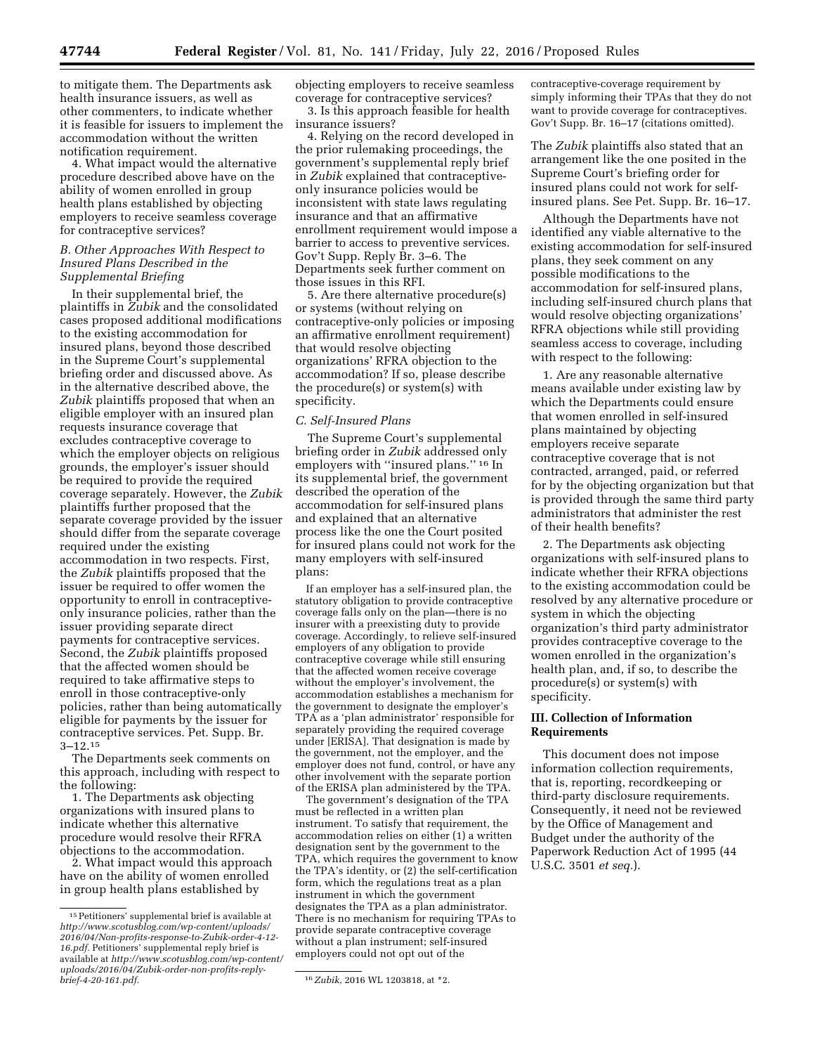to mitigate them. The Departments ask health insurance issuers, as well as other commenters, to indicate whether it is feasible for issuers to implement the accommodation without the written notification requirement.

4. What impact would the alternative procedure described above have on the ability of women enrolled in group health plans established by objecting employers to receive seamless coverage for contraceptive services?

### *B. Other Approaches With Respect to Insured Plans Described in the Supplemental Briefing*

In their supplemental brief, the plaintiffs in *Zubik* and the consolidated cases proposed additional modifications to the existing accommodation for insured plans, beyond those described in the Supreme Court's supplemental briefing order and discussed above. As in the alternative described above, the *Zubik* plaintiffs proposed that when an eligible employer with an insured plan requests insurance coverage that excludes contraceptive coverage to which the employer objects on religious grounds, the employer's issuer should be required to provide the required coverage separately. However, the *Zubik* plaintiffs further proposed that the separate coverage provided by the issuer should differ from the separate coverage required under the existing accommodation in two respects. First, the *Zubik* plaintiffs proposed that the issuer be required to offer women the opportunity to enroll in contraceptive-only insurance policies, rather than the issuer providing separate direct payments for contraceptive services. Second, the *Zubik* plaintiffs proposed that the affected women should be required to take affirmative steps to enroll in those contraceptive-only policies, rather than being automatically eligible for payments by the issuer for contraceptive services. Pet. Supp. Br. 3–12.[15]

The Departments seek comments on this approach, including with respect to the following:

1. The Departments ask objecting organizations with insured plans to indicate whether this alternative procedure would resolve their RFRA objections to the accommodation.

2. What impact would this approach have on the ability of women enrolled in group health plans established by objecting employers to receive seamless coverage for contraceptive services?

3. Is this approach feasible for health insurance issuers?

4. Relying on the record developed in the prior rulemaking proceedings, the government's supplemental reply brief in *Zubik* explained that contraceptive-only insurance policies would be inconsistent with state laws regulating insurance and that an affirmative enrollment requirement would impose a barrier to access to preventive services. Gov't Supp. Reply Br. 3–6. The Departments seek further comment on those issues in this RFI.

5. Are there alternative procedure(s) or systems (without relying on contraceptive-only policies or imposing an affirmative enrollment requirement) that would resolve objecting organizations' RFRA objection to the accommodation? If so, please describe the procedure(s) or system(s) with specificity.

### *C. Self-Insured Plans*

The Supreme Court's supplemental briefing order in *Zubik* addressed only employers with "insured plans."[16] In its supplemental brief, the government described the operation of the accommodation for self-insured plans and explained that an alternative process like the one the Court posited for insured plans could not work for the many employers with self-insured plans:

> If an employer has a self-insured plan, the statutory obligation to provide contraceptive coverage falls only on the plan—there is no insurer with a preexisting duty to provide coverage. Accordingly, to relieve self-insured employers of any obligation to provide contraceptive coverage while still ensuring that the affected women receive coverage without the employer's involvement, the accommodation establishes a mechanism for the government to designate the employer's TPA as a 'plan administrator' responsible for separately providing the required coverage under [ERISA]. That designation is made by the government, not the employer, and the employer does not fund, control, or have any other involvement with the separate portion of the ERISA plan administered by the TPA.
>
> The government's designation of the TPA must be reflected in a written plan instrument. To satisfy that requirement, the accommodation relies on either (1) a written designation sent by the government to the TPA, which requires the government to know the TPA's identity, or (2) the self-certification form, which the regulations treat as a plan instrument in which the government designates the TPA as a plan administrator. There is no mechanism for requiring TPAs to provide separate contraceptive coverage without a plan instrument; self-insured employers could not opt out of the contraceptive-coverage requirement by simply informing their TPAs that they do not want to provide coverage for contraceptives. Gov't Supp. Br. 16–17 (citations omitted).

The *Zubik* plaintiffs also stated that an arrangement like the one posited in the Supreme Court's briefing order for insured plans could not work for self-insured plans. See Pet. Supp. Br. 16–17.

Although the Departments have not identified any viable alternative to the existing accommodation for self-insured plans, they seek comment on any possible modifications to the accommodation for self-insured plans, including self-insured church plans that would resolve objecting organizations' RFRA objections while still providing seamless access to coverage, including with respect to the following:

1. Are any reasonable alternative means available under existing law by which the Departments could ensure that women enrolled in self-insured plans maintained by objecting employers receive separate contraceptive coverage that is not contracted, arranged, paid, or referred for by the objecting organization but that is provided through the same third party administrators that administer the rest of their health benefits?

2. The Departments ask objecting organizations with self-insured plans to indicate whether their RFRA objections to the existing accommodation could be resolved by any alternative procedure or system in which the objecting organization's third party administrator provides contraceptive coverage to the women enrolled in the organization's health plan, and, if so, to describe the procedure(s) or system(s) with specificity.

## III. Collection of Information Requirements

This document does not impose information collection requirements, that is, reporting, recordkeeping or third-party disclosure requirements. Consequently, it need not be reviewed by the Office of Management and Budget under the authority of the Paperwork Reduction Act of 1995 (44 U.S.C. 3501 *et seq.*).

---

[15] Petitioners' supplemental brief is available at *http://www.scotusblog.com/wp-content/uploads/2016/04/Non-profits-response-to-Zubik-order-4-12-16.pdf*. Petitioners' supplemental reply brief is available at *http://www.scotusblog.com/wp-content/uploads/2016/04/Zubik-order-non-profits-reply-brief-4-20-161.pdf*.

[16] *Zubik*, 2016 WL 1203818, at \*2.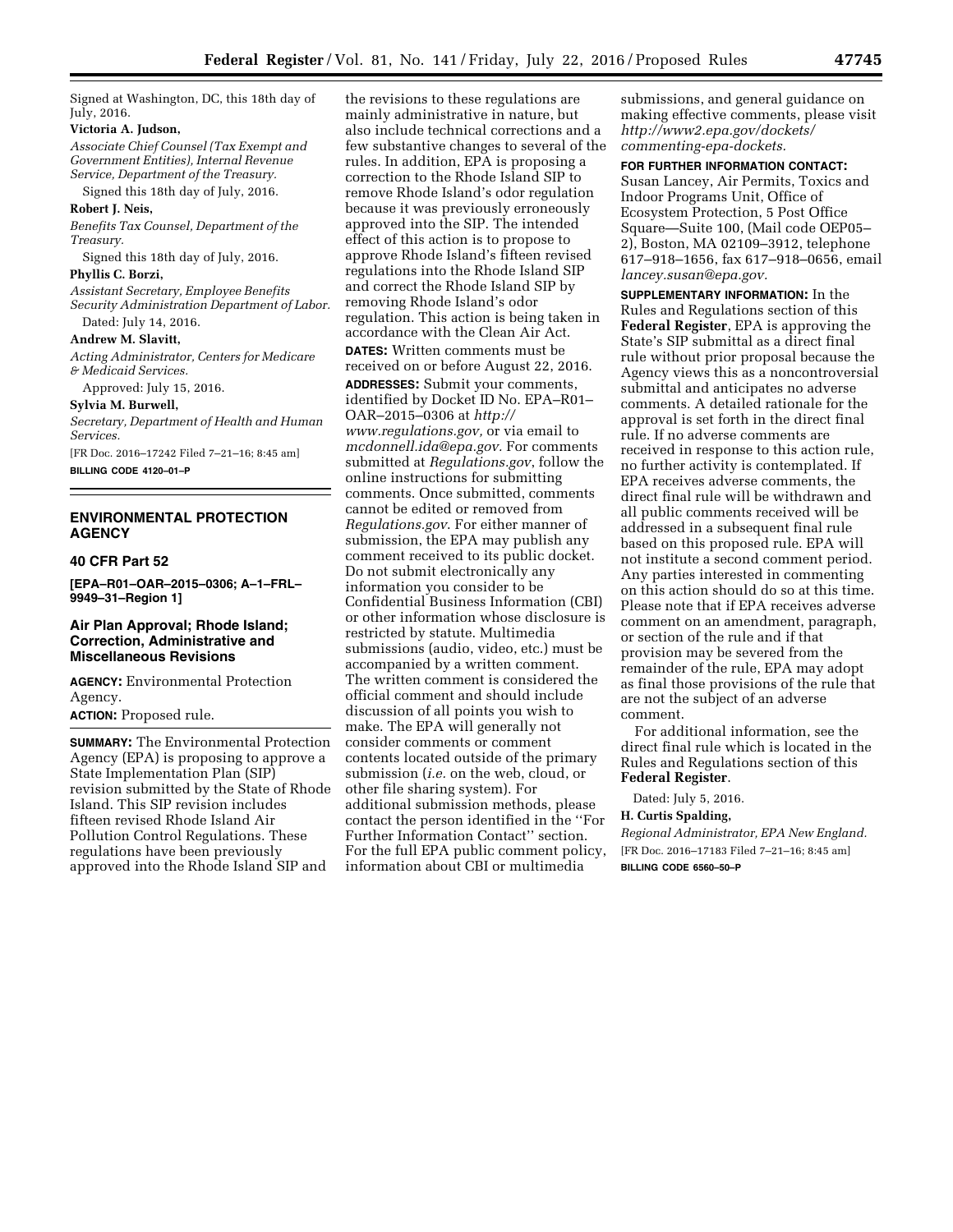Signed at Washington, DC, this 18th day of July, 2016.

**Victoria A. Judson,**

*Associate Chief Counsel (Tax Exempt and Government Entities), Internal Revenue Service, Department of the Treasury.*

Signed this 18th day of July, 2016.

**Robert J. Neis,**

*Benefits Tax Counsel, Department of the Treasury.*

Signed this 18th day of July, 2016.

**Phyllis C. Borzi,**

*Assistant Secretary, Employee Benefits Security Administration Department of Labor.*

Dated: July 14, 2016.

**Andrew M. Slavitt,**

*Acting Administrator, Centers for Medicare & Medicaid Services.*

Approved: July 15, 2016.

**Sylvia M. Burwell,**

*Secretary, Department of Health and Human Services.*

[FR Doc. 2016–17242 Filed 7–21–16; 8:45 am]

**BILLING CODE 4120–01–P**

## ENVIRONMENTAL PROTECTION AGENCY

### 40 CFR Part 52

**[EPA–R01–OAR–2015–0306; A–1–FRL–9949–31–Region 1]**

### Air Plan Approval; Rhode Island; Correction, Administrative and Miscellaneous Revisions

**AGENCY:** Environmental Protection Agency.

**ACTION:** Proposed rule.

**SUMMARY:** The Environmental Protection Agency (EPA) is proposing to approve a State Implementation Plan (SIP) revision submitted by the State of Rhode Island. This SIP revision includes fifteen revised Rhode Island Air Pollution Control Regulations. These regulations have been previously approved into the Rhode Island SIP and the revisions to these regulations are mainly administrative in nature, but also include technical corrections and a few substantive changes to several of the rules. In addition, EPA is proposing a correction to the Rhode Island SIP to remove Rhode Island's odor regulation because it was previously erroneously approved into the SIP. The intended effect of this action is to propose to approve Rhode Island's fifteen revised regulations into the Rhode Island SIP and correct the Rhode Island SIP by removing Rhode Island's odor regulation. This action is being taken in accordance with the Clean Air Act.

**DATES:** Written comments must be received on or before August 22, 2016.

**ADDRESSES:** Submit your comments, identified by Docket ID No. EPA–R01–OAR–2015–0306 at *http://www.regulations.gov,* or via email to *mcdonnell.ida@epa.gov*. For comments submitted at *Regulations.gov*, follow the online instructions for submitting comments. Once submitted, comments cannot be edited or removed from *Regulations.gov*. For either manner of submission, the EPA may publish any comment received to its public docket. Do not submit electronically any information you consider to be Confidential Business Information (CBI) or other information whose disclosure is restricted by statute. Multimedia submissions (audio, video, etc.) must be accompanied by a written comment. The written comment is considered the official comment and should include discussion of all points you wish to make. The EPA will generally not consider comments or comment contents located outside of the primary submission (*i.e.* on the web, cloud, or other file sharing system). For additional submission methods, please contact the person identified in the ''For Further Information Contact'' section. For the full EPA public comment policy, information about CBI or multimedia submissions, and general guidance on making effective comments, please visit *http://www2.epa.gov/dockets/commenting-epa-dockets.*

**FOR FURTHER INFORMATION CONTACT:** Susan Lancey, Air Permits, Toxics and Indoor Programs Unit, Office of Ecosystem Protection, 5 Post Office Square—Suite 100, (Mail code OEP05–2), Boston, MA 02109–3912, telephone 617–918–1656, fax 617–918–0656, email *lancey.susan@epa.gov*.

**SUPPLEMENTARY INFORMATION:** In the Rules and Regulations section of this **Federal Register**, EPA is approving the State's SIP submittal as a direct final rule without prior proposal because the Agency views this as a noncontroversial submittal and anticipates no adverse comments. A detailed rationale for the approval is set forth in the direct final rule. If no adverse comments are received in response to this action rule, no further activity is contemplated. If EPA receives adverse comments, the direct final rule will be withdrawn and all public comments received will be addressed in a subsequent final rule based on this proposed rule. EPA will not institute a second comment period. Any parties interested in commenting on this action should do so at this time. Please note that if EPA receives adverse comment on an amendment, paragraph, or section of the rule and if that provision may be severed from the remainder of the rule, EPA may adopt as final those provisions of the rule that are not the subject of an adverse comment.

For additional information, see the direct final rule which is located in the Rules and Regulations section of this **Federal Register**.

Dated: July 5, 2016.

**H. Curtis Spalding,**

*Regional Administrator, EPA New England.*

[FR Doc. 2016–17183 Filed 7–21–16; 8:45 am]

**BILLING CODE 6560–50–P**